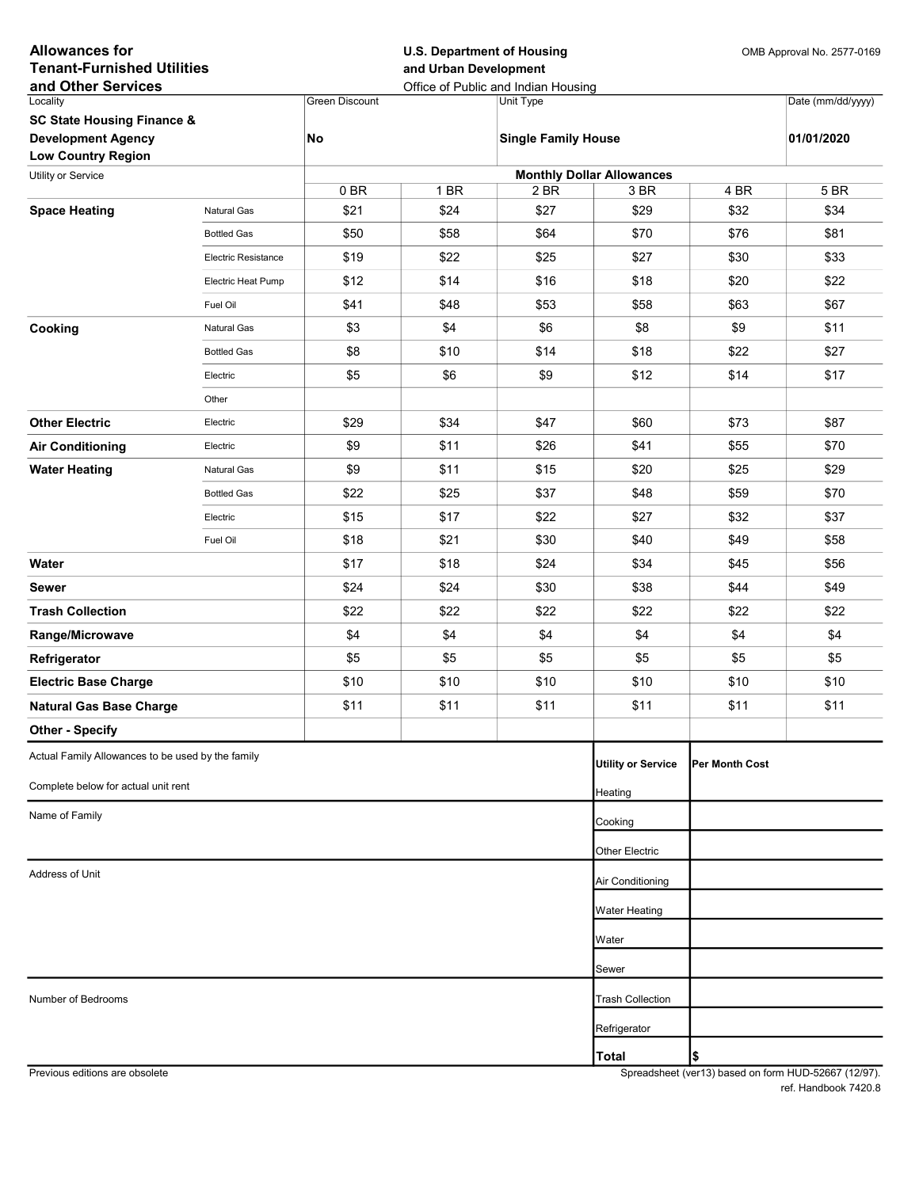**Allowances for Tenant-Furnished Utilities and Other Services**

**U.S. Department of Housing and Urban Development**
Office of Public and Indian Housing

OMB Approval No. 2577-0169

| Locality | Green Discount | Unit Type | Date (mm/dd/yyyy) |
|---|---|---|---|
| **SC State Housing Finance & Development Agency Low Country Region** | **No** | **Single Family House** | **01/01/2020** |

| Utility or Service | | Monthly Dollar Allowances | | | | | |
|---|---|---|---|---|---|---|---|
| | | 0 BR | 1 BR | 2 BR | 3 BR | 4 BR | 5 BR |
| **Space Heating** | Natural Gas | $21 | $24 | $27 | $29 | $32 | $34 |
| | Bottled Gas | $50 | $58 | $64 | $70 | $76 | $81 |
| | Electric Resistance | $19 | $22 | $25 | $27 | $30 | $33 |
| | Electric Heat Pump | $12 | $14 | $16 | $18 | $20 | $22 |
| | Fuel Oil | $41 | $48 | $53 | $58 | $63 | $67 |
| **Cooking** | Natural Gas | $3 | $4 | $6 | $8 | $9 | $11 |
| | Bottled Gas | $8 | $10 | $14 | $18 | $22 | $27 |
| | Electric | $5 | $6 | $9 | $12 | $14 | $17 |
| | Other | | | | | | |
| **Other Electric** | Electric | $29 | $34 | $47 | $60 | $73 | $87 |
| **Air Conditioning** | Electric | $9 | $11 | $26 | $41 | $55 | $70 |
| **Water Heating** | Natural Gas | $9 | $11 | $15 | $20 | $25 | $29 |
| | Bottled Gas | $22 | $25 | $37 | $48 | $59 | $70 |
| | Electric | $15 | $17 | $22 | $27 | $32 | $37 |
| | Fuel Oil | $18 | $21 | $30 | $40 | $49 | $58 |
| **Water** | | $17 | $18 | $24 | $34 | $45 | $56 |
| **Sewer** | | $24 | $24 | $30 | $38 | $44 | $49 |
| **Trash Collection** | | $22 | $22 | $22 | $22 | $22 | $22 |
| **Range/Microwave** | | $4 | $4 | $4 | $4 | $4 | $4 |
| **Refrigerator** | | $5 | $5 | $5 | $5 | $5 | $5 |
| **Electric Base Charge** | | $10 | $10 | $10 | $10 | $10 | $10 |
| **Natural Gas Base Charge** | | $11 | $11 | $11 | $11 | $11 | $11 |
| **Other - Specify** | | | | | | | |

Actual Family Allowances to be used by the family

Complete below for actual unit rent

Name of Family

Address of Unit

Number of Bedrooms

| Utility or Service | Per Month Cost |
|---|---|
| Heating | |
| Cooking | |
| Other Electric | |
| Air Conditioning | |
| Water Heating | |
| Water | |
| Sewer | |
| Trash Collection | |
| Refrigerator | |
| **Total** | **$** |

Previous editions are obsolete

Spreadsheet (ver13) based on form HUD-52667 (12/97).
ref. Handbook 7420.8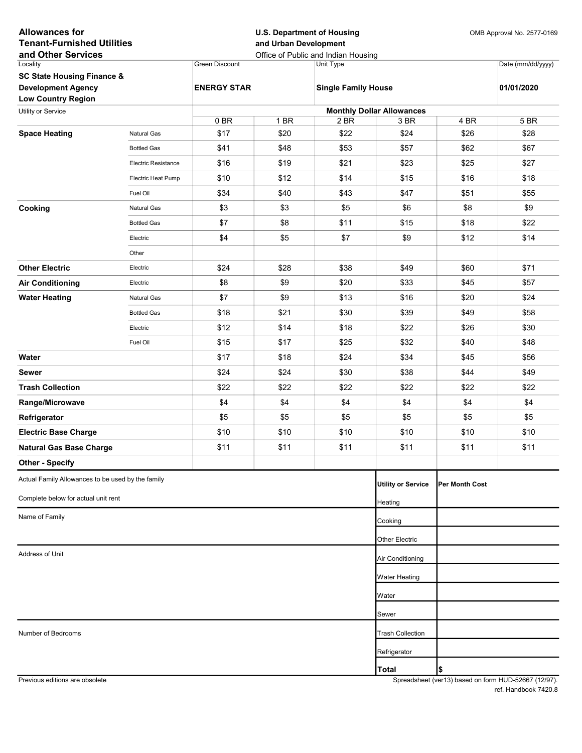**Allowances for Tenant-Furnished Utilities and Other Services**

**U.S. Department of Housing and Urban Development**
Office of Public and Indian Housing

OMB Approval No. 2577-0169

| Locality | Green Discount | Unit Type | Date (mm/dd/yyyy) |
|---|---|---|---|
| **SC State Housing Finance & Development Agency Low Country Region** | **ENERGY STAR** | **Single Family House** | **01/01/2020** |

| Utility or Service | | Monthly Dollar Allowances | | | | | |
|---|---|---|---|---|---|---|---|
| | | 0 BR | 1 BR | 2 BR | 3 BR | 4 BR | 5 BR |
| **Space Heating** | Natural Gas | $17 | $20 | $22 | $24 | $26 | $28 |
| | Bottled Gas | $41 | $48 | $53 | $57 | $62 | $67 |
| | Electric Resistance | $16 | $19 | $21 | $23 | $25 | $27 |
| | Electric Heat Pump | $10 | $12 | $14 | $15 | $16 | $18 |
| | Fuel Oil | $34 | $40 | $43 | $47 | $51 | $55 |
| **Cooking** | Natural Gas | $3 | $3 | $5 | $6 | $8 | $9 |
| | Bottled Gas | $7 | $8 | $11 | $15 | $18 | $22 |
| | Electric | $4 | $5 | $7 | $9 | $12 | $14 |
| | Other | | | | | | |
| **Other Electric** | Electric | $24 | $28 | $38 | $49 | $60 | $71 |
| **Air Conditioning** | Electric | $8 | $9 | $20 | $33 | $45 | $57 |
| **Water Heating** | Natural Gas | $7 | $9 | $13 | $16 | $20 | $24 |
| | Bottled Gas | $18 | $21 | $30 | $39 | $49 | $58 |
| | Electric | $12 | $14 | $18 | $22 | $26 | $30 |
| | Fuel Oil | $15 | $17 | $25 | $32 | $40 | $48 |
| **Water** | | $17 | $18 | $24 | $34 | $45 | $56 |
| **Sewer** | | $24 | $24 | $30 | $38 | $44 | $49 |
| **Trash Collection** | | $22 | $22 | $22 | $22 | $22 | $22 |
| **Range/Microwave** | | $4 | $4 | $4 | $4 | $4 | $4 |
| **Refrigerator** | | $5 | $5 | $5 | $5 | $5 | $5 |
| **Electric Base Charge** | | $10 | $10 | $10 | $10 | $10 | $10 |
| **Natural Gas Base Charge** | | $11 | $11 | $11 | $11 | $11 | $11 |
| **Other - Specify** | | | | | | | |

Actual Family Allowances to be used by the family

Complete below for actual unit rent

Name of Family

Address of Unit

Number of Bedrooms

| **Utility or Service** | **Per Month Cost** |
|---|---|
| Heating | |
| Cooking | |
| Other Electric | |
| Air Conditioning | |
| Water Heating | |
| Water | |
| Sewer | |
| Trash Collection | |
| Refrigerator | |
| **Total** | **$** |

Previous editions are obsolete

Spreadsheet (ver13) based on form HUD-52667 (12/97).
ref. Handbook 7420.8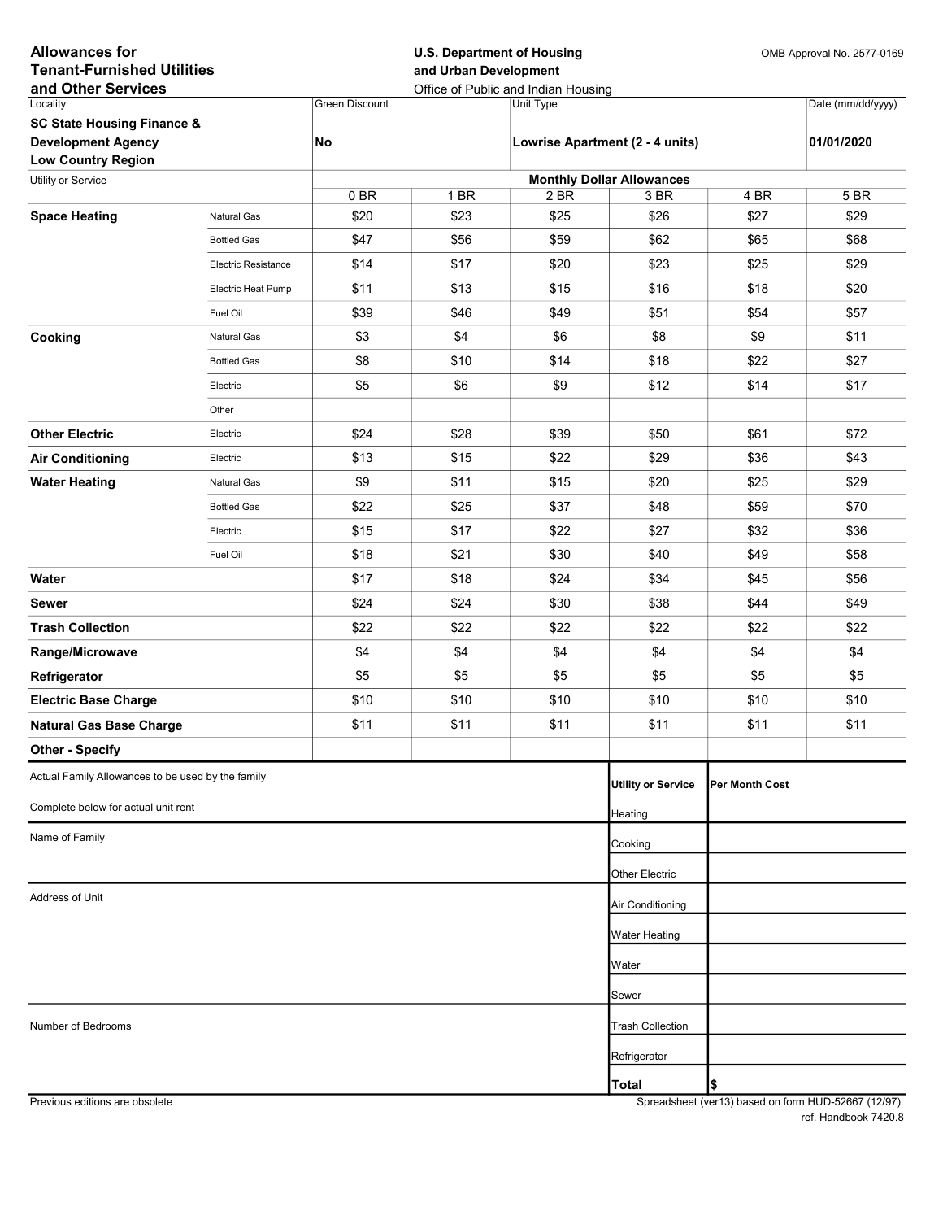**Allowances for Tenant-Furnished Utilities and Other Services**

**U.S. Department of Housing and Urban Development**
Office of Public and Indian Housing

OMB Approval No. 2577-0169

| Locality | Green Discount | Unit Type | Date (mm/dd/yyyy) |
|---|---|---|---|
| **SC State Housing Finance & Development Agency Low Country Region** | **No** | **Lowrise Apartment (2 - 4 units)** | **01/01/2020** |

| Utility or Service | | 0 BR | 1 BR | 2 BR | 3 BR | 4 BR | 5 BR |
|---|---|---|---|---|---|---|---|
| | | **Monthly Dollar Allowances** | | | | | |
| **Space Heating** | Natural Gas | $20 | $23 | $25 | $26 | $27 | $29 |
| | Bottled Gas | $47 | $56 | $59 | $62 | $65 | $68 |
| | Electric Resistance | $14 | $17 | $20 | $23 | $25 | $29 |
| | Electric Heat Pump | $11 | $13 | $15 | $16 | $18 | $20 |
| | Fuel Oil | $39 | $46 | $49 | $51 | $54 | $57 |
| **Cooking** | Natural Gas | $3 | $4 | $6 | $8 | $9 | $11 |
| | Bottled Gas | $8 | $10 | $14 | $18 | $22 | $27 |
| | Electric | $5 | $6 | $9 | $12 | $14 | $17 |
| | Other | | | | | | |
| **Other Electric** | Electric | $24 | $28 | $39 | $50 | $61 | $72 |
| **Air Conditioning** | Electric | $13 | $15 | $22 | $29 | $36 | $43 |
| **Water Heating** | Natural Gas | $9 | $11 | $15 | $20 | $25 | $29 |
| | Bottled Gas | $22 | $25 | $37 | $48 | $59 | $70 |
| | Electric | $15 | $17 | $22 | $27 | $32 | $36 |
| | Fuel Oil | $18 | $21 | $30 | $40 | $49 | $58 |
| **Water** | | $17 | $18 | $24 | $34 | $45 | $56 |
| **Sewer** | | $24 | $24 | $30 | $38 | $44 | $49 |
| **Trash Collection** | | $22 | $22 | $22 | $22 | $22 | $22 |
| **Range/Microwave** | | $4 | $4 | $4 | $4 | $4 | $4 |
| **Refrigerator** | | $5 | $5 | $5 | $5 | $5 | $5 |
| **Electric Base Charge** | | $10 | $10 | $10 | $10 | $10 | $10 |
| **Natural Gas Base Charge** | | $11 | $11 | $11 | $11 | $11 | $11 |
| **Other - Specify** | | | | | | | |

Actual Family Allowances to be used by the family

Complete below for actual unit rent

Name of Family

Address of Unit

Number of Bedrooms

| Utility or Service | Per Month Cost |
|---|---|
| Heating | |
| Cooking | |
| Other Electric | |
| Air Conditioning | |
| Water Heating | |
| Water | |
| Sewer | |
| Trash Collection | |
| Refrigerator | |
| **Total** | **$** |

Previous editions are obsolete

Spreadsheet (ver13) based on form HUD-52667 (12/97).
ref. Handbook 7420.8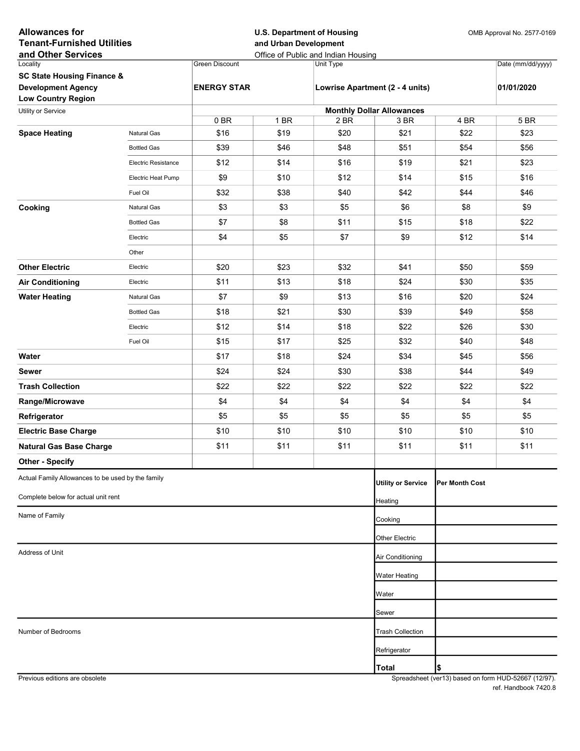**Allowances for Tenant-Furnished Utilities and Other Services**

**U.S. Department of Housing and Urban Development**
Office of Public and Indian Housing

OMB Approval No. 2577-0169

| Locality | Green Discount | Unit Type | Date (mm/dd/yyyy) |
|---|---|---|---|
| **SC State Housing Finance & Development Agency Low Country Region** | **ENERGY STAR** | **Lowrise Apartment (2 - 4 units)** | **01/01/2020** |

| Utility or Service | | 0 BR | 1 BR | 2 BR | 3 BR | 4 BR | 5 BR |
|---|---|---|---|---|---|---|---|
| | | **Monthly Dollar Allowances** | | | | | |
| **Space Heating** | Natural Gas | $16 | $19 | $20 | $21 | $22 | $23 |
| | Bottled Gas | $39 | $46 | $48 | $51 | $54 | $56 |
| | Electric Resistance | $12 | $14 | $16 | $19 | $21 | $23 |
| | Electric Heat Pump | $9 | $10 | $12 | $14 | $15 | $16 |
| | Fuel Oil | $32 | $38 | $40 | $42 | $44 | $46 |
| **Cooking** | Natural Gas | $3 | $3 | $5 | $6 | $8 | $9 |
| | Bottled Gas | $7 | $8 | $11 | $15 | $18 | $22 |
| | Electric | $4 | $5 | $7 | $9 | $12 | $14 |
| | Other | | | | | | |
| **Other Electric** | Electric | $20 | $23 | $32 | $41 | $50 | $59 |
| **Air Conditioning** | Electric | $11 | $13 | $18 | $24 | $30 | $35 |
| **Water Heating** | Natural Gas | $7 | $9 | $13 | $16 | $20 | $24 |
| | Bottled Gas | $18 | $21 | $30 | $39 | $49 | $58 |
| | Electric | $12 | $14 | $18 | $22 | $26 | $30 |
| | Fuel Oil | $15 | $17 | $25 | $32 | $40 | $48 |
| **Water** | | $17 | $18 | $24 | $34 | $45 | $56 |
| **Sewer** | | $24 | $24 | $30 | $38 | $44 | $49 |
| **Trash Collection** | | $22 | $22 | $22 | $22 | $22 | $22 |
| **Range/Microwave** | | $4 | $4 | $4 | $4 | $4 | $4 |
| **Refrigerator** | | $5 | $5 | $5 | $5 | $5 | $5 |
| **Electric Base Charge** | | $10 | $10 | $10 | $10 | $10 | $10 |
| **Natural Gas Base Charge** | | $11 | $11 | $11 | $11 | $11 | $11 |
| **Other - Specify** | | | | | | | |

Actual Family Allowances to be used by the family

Complete below for actual unit rent

Name of Family

Address of Unit

Number of Bedrooms

| Utility or Service | Per Month Cost |
|---|---|
| Heating | |
| Cooking | |
| Other Electric | |
| Air Conditioning | |
| Water Heating | |
| Water | |
| Sewer | |
| Trash Collection | |
| Refrigerator | |
| **Total** | **$** |

Previous editions are obsolete

Spreadsheet (ver13) based on form HUD-52667 (12/97).
ref. Handbook 7420.8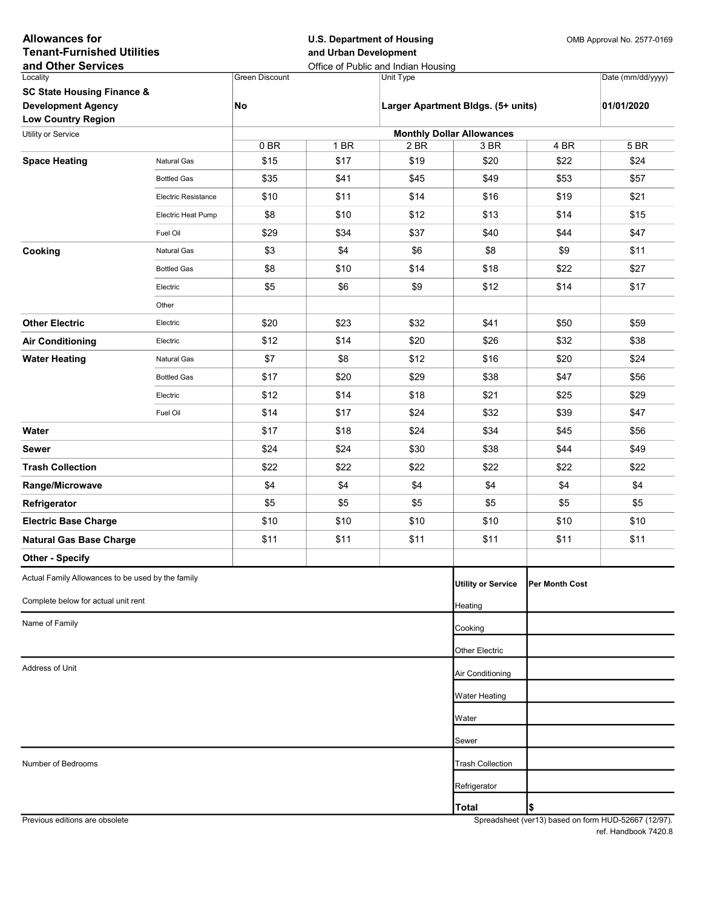**Allowances for Tenant-Furnished Utilities and Other Services**

**U.S. Department of Housing and Urban Development**
Office of Public and Indian Housing

OMB Approval No. 2577-0169

| Locality | Green Discount | Unit Type | Date (mm/dd/yyyy) |
|---|---|---|---|
| **SC State Housing Finance & Development Agency Low Country Region** | **No** | **Larger Apartment Bldgs. (5+ units)** | **01/01/2020** |

| Utility or Service | | Monthly Dollar Allowances | | | | | |
|---|---|---|---|---|---|---|---|
| | | 0 BR | 1 BR | 2 BR | 3 BR | 4 BR | 5 BR |
| **Space Heating** | Natural Gas | $15 | $17 | $19 | $20 | $22 | $24 |
| | Bottled Gas | $35 | $41 | $45 | $49 | $53 | $57 |
| | Electric Resistance | $10 | $11 | $14 | $16 | $19 | $21 |
| | Electric Heat Pump | $8 | $10 | $12 | $13 | $14 | $15 |
| | Fuel Oil | $29 | $34 | $37 | $40 | $44 | $47 |
| **Cooking** | Natural Gas | $3 | $4 | $6 | $8 | $9 | $11 |
| | Bottled Gas | $8 | $10 | $14 | $18 | $22 | $27 |
| | Electric | $5 | $6 | $9 | $12 | $14 | $17 |
| | Other | | | | | | |
| **Other Electric** | Electric | $20 | $23 | $32 | $41 | $50 | $59 |
| **Air Conditioning** | Electric | $12 | $14 | $20 | $26 | $32 | $38 |
| **Water Heating** | Natural Gas | $7 | $8 | $12 | $16 | $20 | $24 |
| | Bottled Gas | $17 | $20 | $29 | $38 | $47 | $56 |
| | Electric | $12 | $14 | $18 | $21 | $25 | $29 |
| | Fuel Oil | $14 | $17 | $24 | $32 | $39 | $47 |
| **Water** | | $17 | $18 | $24 | $34 | $45 | $56 |
| **Sewer** | | $24 | $24 | $30 | $38 | $44 | $49 |
| **Trash Collection** | | $22 | $22 | $22 | $22 | $22 | $22 |
| **Range/Microwave** | | $4 | $4 | $4 | $4 | $4 | $4 |
| **Refrigerator** | | $5 | $5 | $5 | $5 | $5 | $5 |
| **Electric Base Charge** | | $10 | $10 | $10 | $10 | $10 | $10 |
| **Natural Gas Base Charge** | | $11 | $11 | $11 | $11 | $11 | $11 |
| **Other - Specify** | | | | | | | |

Actual Family Allowances to be used by the family

Complete below for actual unit rent

Name of Family

Address of Unit

Number of Bedrooms

| Utility or Service | Per Month Cost |
|---|---|
| Heating | |
| Cooking | |
| Other Electric | |
| Air Conditioning | |
| Water Heating | |
| Water | |
| Sewer | |
| Trash Collection | |
| Refrigerator | |
| **Total** | $ |

Previous editions are obsolete

Spreadsheet (ver13) based on form HUD-52667 (12/97).
ref. Handbook 7420.8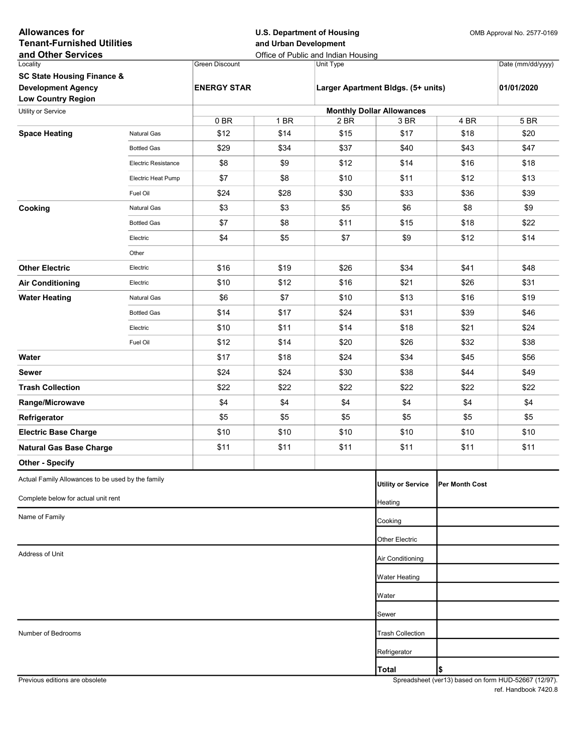**Allowances for Tenant-Furnished Utilities and Other Services**

**U.S. Department of Housing and Urban Development**
Office of Public and Indian Housing

OMB Approval No. 2577-0169

| Locality | Green Discount | Unit Type | Date (mm/dd/yyyy) |
|---|---|---|---|
| **SC State Housing Finance & Development Agency Low Country Region** | **ENERGY STAR** | **Larger Apartment Bldgs. (5+ units)** | **01/01/2020** |

| Utility or Service | | Monthly Dollar Allowances | | | | | |
|---|---|---|---|---|---|---|---|
| | | 0 BR | 1 BR | 2 BR | 3 BR | 4 BR | 5 BR |
| **Space Heating** | Natural Gas | $12 | $14 | $15 | $17 | $18 | $20 |
| | Bottled Gas | $29 | $34 | $37 | $40 | $43 | $47 |
| | Electric Resistance | $8 | $9 | $12 | $14 | $16 | $18 |
| | Electric Heat Pump | $7 | $8 | $10 | $11 | $12 | $13 |
| | Fuel Oil | $24 | $28 | $30 | $33 | $36 | $39 |
| **Cooking** | Natural Gas | $3 | $3 | $5 | $6 | $8 | $9 |
| | Bottled Gas | $7 | $8 | $11 | $15 | $18 | $22 |
| | Electric | $4 | $5 | $7 | $9 | $12 | $14 |
| | Other | | | | | | |
| **Other Electric** | Electric | $16 | $19 | $26 | $34 | $41 | $48 |
| **Air Conditioning** | Electric | $10 | $12 | $16 | $21 | $26 | $31 |
| **Water Heating** | Natural Gas | $6 | $7 | $10 | $13 | $16 | $19 |
| | Bottled Gas | $14 | $17 | $24 | $31 | $39 | $46 |
| | Electric | $10 | $11 | $14 | $18 | $21 | $24 |
| | Fuel Oil | $12 | $14 | $20 | $26 | $32 | $38 |
| **Water** | | $17 | $18 | $24 | $34 | $45 | $56 |
| **Sewer** | | $24 | $24 | $30 | $38 | $44 | $49 |
| **Trash Collection** | | $22 | $22 | $22 | $22 | $22 | $22 |
| **Range/Microwave** | | $4 | $4 | $4 | $4 | $4 | $4 |
| **Refrigerator** | | $5 | $5 | $5 | $5 | $5 | $5 |
| **Electric Base Charge** | | $10 | $10 | $10 | $10 | $10 | $10 |
| **Natural Gas Base Charge** | | $11 | $11 | $11 | $11 | $11 | $11 |
| **Other - Specify** | | | | | | | |

Actual Family Allowances to be used by the family

Complete below for actual unit rent

Name of Family

Address of Unit

Number of Bedrooms

| Utility or Service | Per Month Cost |
|---|---|
| Heating | |
| Cooking | |
| Other Electric | |
| Air Conditioning | |
| Water Heating | |
| Water | |
| Sewer | |
| Trash Collection | |
| Refrigerator | |
| **Total** | $ |

Previous editions are obsolete

Spreadsheet (ver13) based on form HUD-52667 (12/97).
ref. Handbook 7420.8